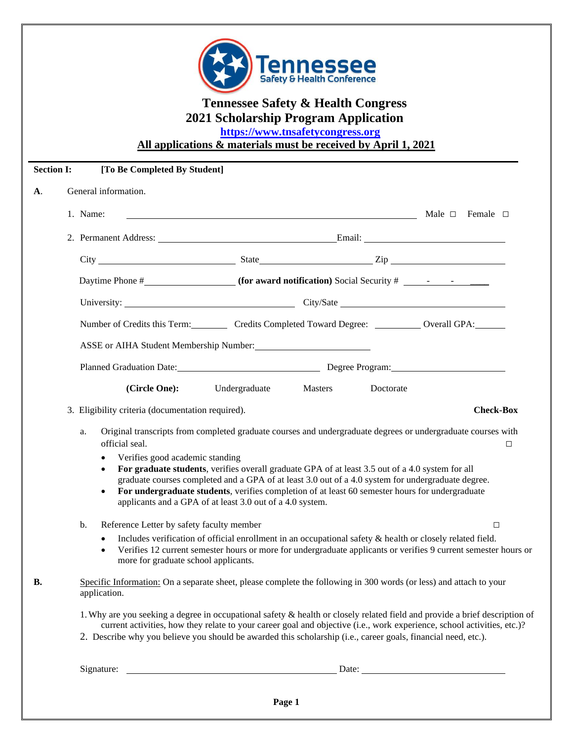# Tennessee Safety & Health Congress
# 2021 Scholarship Program Application

**https://www.tnsafetycongress.org**

**All applications & materials must be received by April 1, 2021**

**Section I: [To Be Completed By Student]**

**A.** General information.

1. Name: ______________________________ Male ☐ Female ☐

2. Permanent Address: ______________________ Email: ______________________

   City ______________ State ______________ Zip ______________

   Daytime Phone # ______________ **(for award notification)** Social Security # ___-___-____

   University: ______________________ City/Sate ______________________

   Number of Credits this Term: ______ Credits Completed Toward Degree: ______ Overall GPA: ______

   ASSE or AIHA Student Membership Number: ______________________

   Planned Graduation Date: ______________________ Degree Program: ______________________

   **(Circle One):** Undergraduate Masters Doctorate

3. Eligibility criteria (documentation required). **Check-Box**

   a. Original transcripts from completed graduate courses and undergraduate degrees or undergraduate courses with official seal. ☐
      - Verifies good academic standing
      - **For graduate students**, verifies overall graduate GPA of at least 3.5 out of a 4.0 system for all graduate courses completed and a GPA of at least 3.0 out of a 4.0 system for undergraduate degree.
      - **For undergraduate students**, verifies completion of at least 60 semester hours for undergraduate applicants and a GPA of at least 3.0 out of a 4.0 system.

   b. Reference Letter by safety faculty member ☐
      - Includes verification of official enrollment in an occupational safety & health or closely related field.
      - Verifies 12 current semester hours or more for undergraduate applicants or verifies 9 current semester hours or more for graduate school applicants.

**B.** Specific Information: On a separate sheet, please complete the following in 300 words (or less) and attach to your application.

1. Why are you seeking a degree in occupational safety & health or closely related field and provide a brief description of current activities, how they relate to your career goal and objective (i.e., work experience, school activities, etc.)?
2. Describe why you believe you should be awarded this scholarship (i.e., career goals, financial need, etc.).

Signature: ______________________ Date: ______________________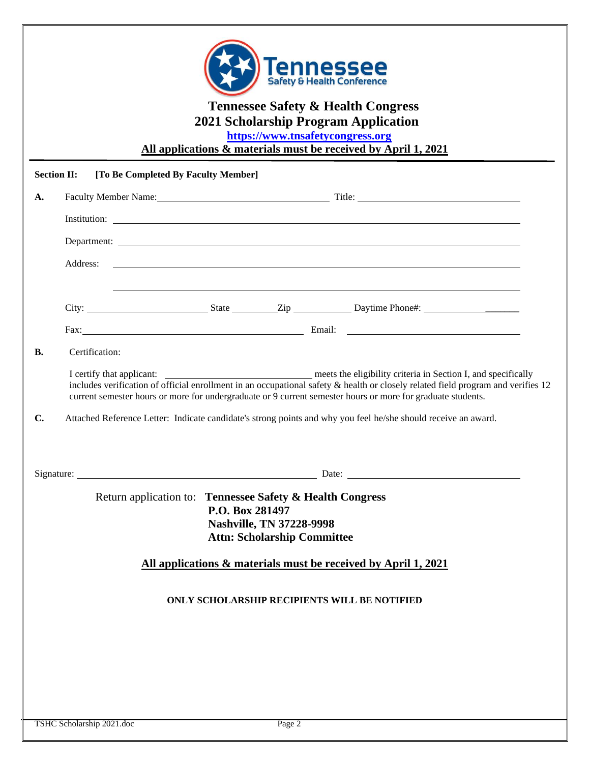# Tennessee Safety & Health Congress
## 2021 Scholarship Program Application

**https://www.tnsafetycongress.org**

**All applications & materials must be received by April 1, 2021**

---

**Section II: [To Be Completed By Faculty Member]**

**A.** Faculty Member Name: ______________________ Title: ______________________

Institution: ______________________________________________

Department: ______________________________________________

Address: ______________________________________________

______________________________________________

City: ______________ State ________ Zip __________ Daytime Phone#: ______________

Fax: ______________________ Email: ______________________

**B.** Certification:

I certify that applicant: ______________________ meets the eligibility criteria in Section I, and specifically includes verification of official enrollment in an occupational safety & health or closely related field program and verifies 12 current semester hours or more for undergraduate or 9 current semester hours or more for graduate students.

**C.** Attached Reference Letter: Indicate candidate's strong points and why you feel he/she should receive an award.

Signature: ______________________________ Date: ______________________

Return application to: **Tennessee Safety & Health Congress**
**P.O. Box 281497**
**Nashville, TN 37228-9998**
**Attn: Scholarship Committee**

**All applications & materials must be received by April 1, 2021**

**ONLY SCHOLARSHIP RECIPIENTS WILL BE NOTIFIED**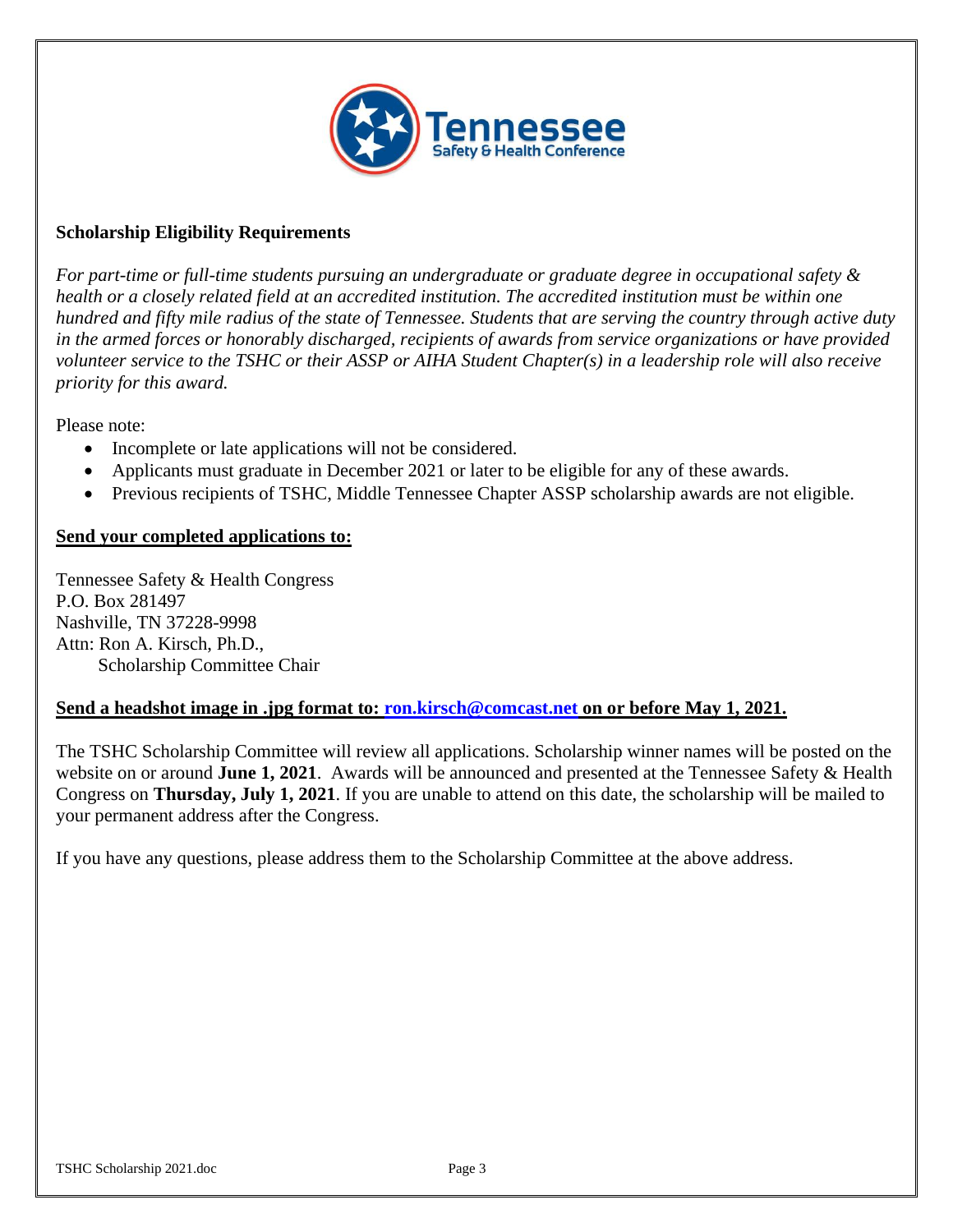**Scholarship Eligibility Requirements**

*For part-time or full-time students pursuing an undergraduate or graduate degree in occupational safety & health or a closely related field at an accredited institution. The accredited institution must be within one hundred and fifty mile radius of the state of Tennessee. Students that are serving the country through active duty in the armed forces or honorably discharged, recipients of awards from service organizations or have provided volunteer service to the TSHC or their ASSP or AIHA Student Chapter(s) in a leadership role will also receive priority for this award.*

Please note:

- Incomplete or late applications will not be considered.
- Applicants must graduate in December 2021 or later to be eligible for any of these awards.
- Previous recipients of TSHC, Middle Tennessee Chapter ASSP scholarship awards are not eligible.

**Send your completed applications to:**

Tennessee Safety & Health Congress
P.O. Box 281497
Nashville, TN 37228-9998
Attn: Ron A. Kirsch, Ph.D.,
Scholarship Committee Chair

**Send a headshot image in .jpg format to: ron.kirsch@comcast.net on or before May 1, 2021.**

The TSHC Scholarship Committee will review all applications. Scholarship winner names will be posted on the website on or around **June 1, 2021**. Awards will be announced and presented at the Tennessee Safety & Health Congress on **Thursday, July 1, 2021**. If you are unable to attend on this date, the scholarship will be mailed to your permanent address after the Congress.

If you have any questions, please address them to the Scholarship Committee at the above address.